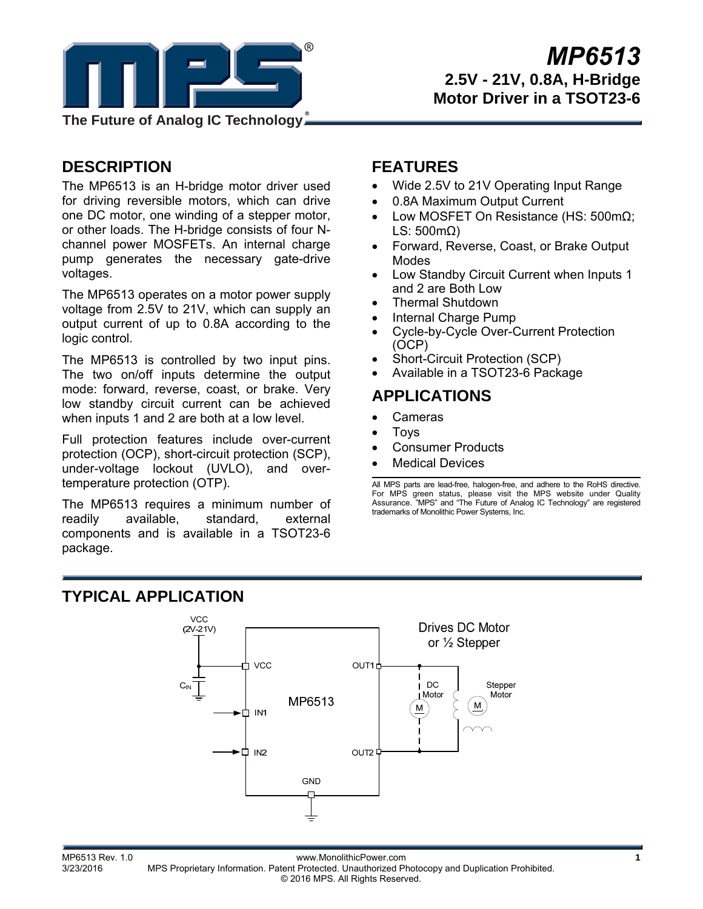# MP6513

## 2.5V - 21V, 0.8A, H-Bridge Motor Driver in a TSOT23-6

The Future of Analog IC Technology

## DESCRIPTION

The MP6513 is an H-bridge motor driver used for driving reversible motors, which can drive one DC motor, one winding of a stepper motor, or other loads. The H-bridge consists of four N-channel power MOSFETs. An internal charge pump generates the necessary gate-drive voltages.

The MP6513 operates on a motor power supply voltage from 2.5V to 21V, which can supply an output current of up to 0.8A according to the logic control.

The MP6513 is controlled by two input pins. The two on/off inputs determine the output mode: forward, reverse, coast, or brake. Very low standby circuit current can be achieved when inputs 1 and 2 are both at a low level.

Full protection features include over-current protection (OCP), short-circuit protection (SCP), under-voltage lockout (UVLO), and over-temperature protection (OTP).

The MP6513 requires a minimum number of readily available, standard, external components and is available in a TSOT23-6 package.

## FEATURES

- Wide 2.5V to 21V Operating Input Range
- 0.8A Maximum Output Current
- Low MOSFET On Resistance (HS: 500mΩ; LS: 500mΩ)
- Forward, Reverse, Coast, or Brake Output Modes
- Low Standby Circuit Current when Inputs 1 and 2 are Both Low
- Thermal Shutdown
- Internal Charge Pump
- Cycle-by-Cycle Over-Current Protection (OCP)
- Short-Circuit Protection (SCP)
- Available in a TSOT23-6 Package

## APPLICATIONS

- Cameras
- Toys
- Consumer Products
- Medical Devices

All MPS parts are lead-free, halogen-free, and adhere to the RoHS directive. For MPS green status, please visit the MPS website under Quality Assurance. "MPS" and "The Future of Analog IC Technology" are registered trademarks of Monolithic Power Systems, Inc.

## TYPICAL APPLICATION

VCC (2V-21V), $C_{IN}$, VCC, IN1, IN2, GND, MP6513, OUT1, OUT2, Drives DC Motor or ½ Stepper, DC Motor, Stepper Motor, M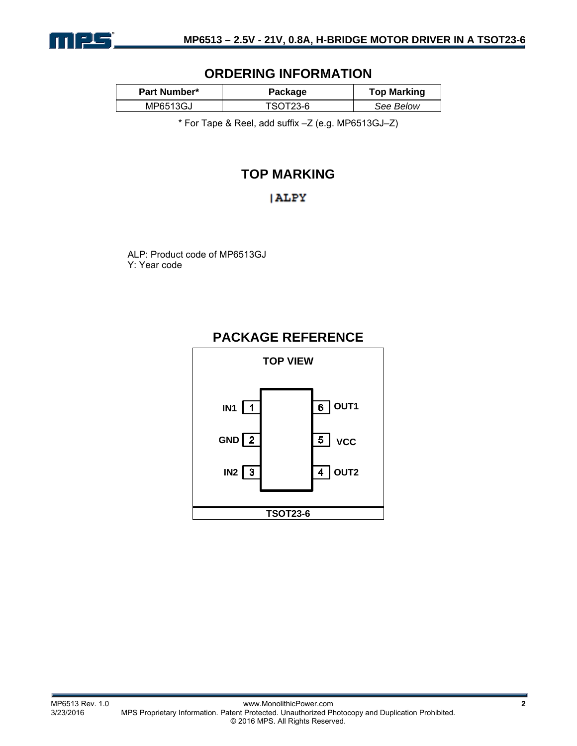## ORDERING INFORMATION

| Part Number* | Package | Top Marking |
|---|---|---|
| MP6513GJ | TSOT23-6 | *See Below* |

\* For Tape & Reel, add suffix –Z (e.g. MP6513GJ–Z)

## TOP MARKING

|ALPY

ALP: Product code of MP6513GJ
Y: Year code

## PACKAGE REFERENCE

**TOP VIEW**

| Left Pin | Pin # | Pin # | Right Pin |
|---|---|---|---|
| IN1 | 1 | 6 | OUT1 |
| GND | 2 | 5 | VCC |
| IN2 | 3 | 4 | OUT2 |

**TSOT23-6**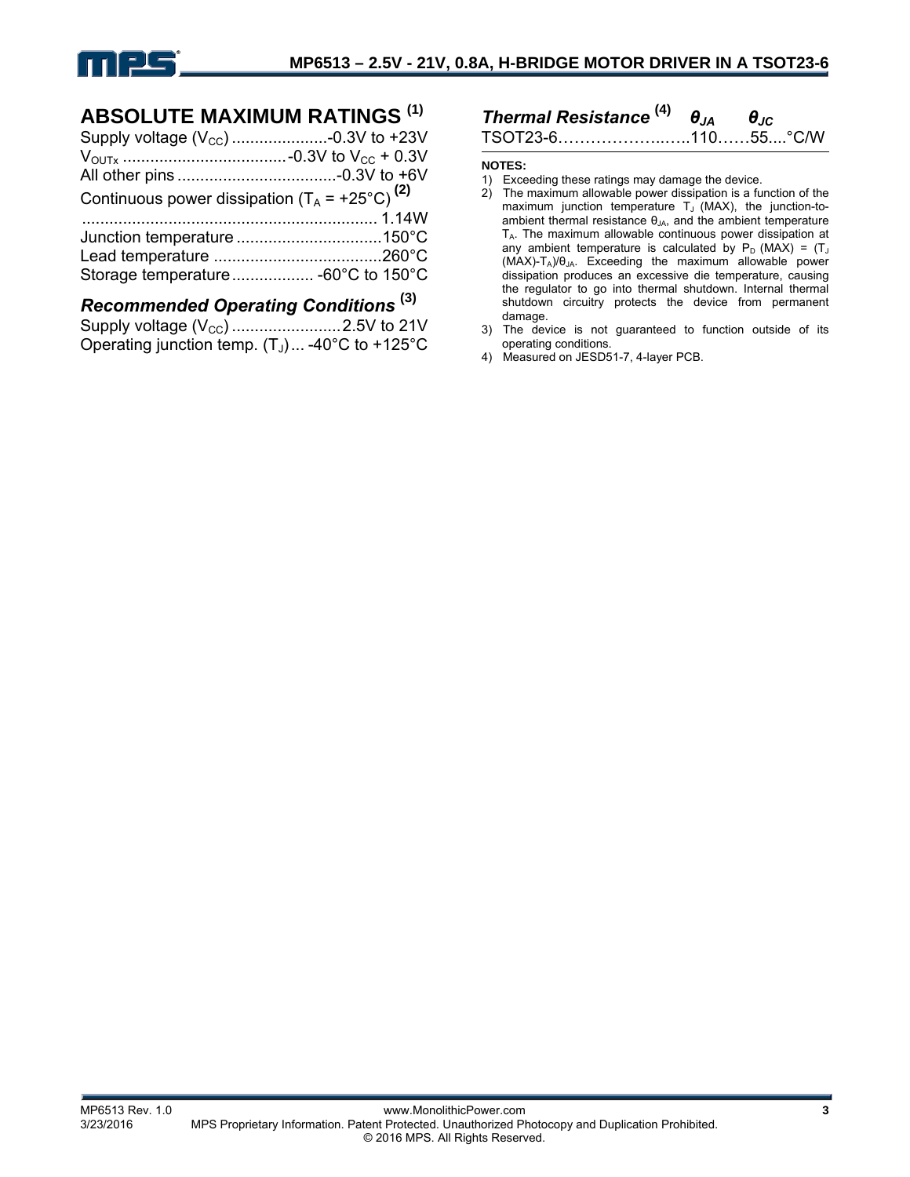## ABSOLUTE MAXIMUM RATINGS [1]

Supply voltage ($V_{CC}$) .....................-0.3V to +23V
$V_{OUTx}$ .....................................-0.3V to $V_{CC}$ + 0.3V
All other pins ...................................-0.3V to +6V
Continuous power dissipation ($T_A$ = +25°C) [2]
................................................................. 1.14W
Junction temperature ................................150°C
Lead temperature .....................................260°C
Storage temperature.................. -60°C to 150°C

### *Recommended Operating Conditions* [3]

Supply voltage ($V_{CC}$) ........................2.5V to 21V
Operating junction temp. ($T_J$)... -40°C to +125°C

### *Thermal Resistance* [4]

| | $\theta_{JA}$ | $\theta_{JC}$ | |
|---|---|---|---|
| TSOT23-6 | 110 | 55 | °C/W |

**NOTES:**

1) Exceeding these ratings may damage the device.
2) The maximum allowable power dissipation is a function of the maximum junction temperature $T_J$ (MAX), the junction-to-ambient thermal resistance $\theta_{JA}$, and the ambient temperature $T_A$. The maximum allowable continuous power dissipation at any ambient temperature is calculated by $P_D$ (MAX) = ($T_J$ (MAX)-$T_A$)/$\theta_{JA}$. Exceeding the maximum allowable power dissipation produces an excessive die temperature, causing the regulator to go into thermal shutdown. Internal thermal shutdown circuitry protects the device from permanent damage.
3) The device is not guaranteed to function outside of its operating conditions.
4) Measured on JESD51-7, 4-layer PCB.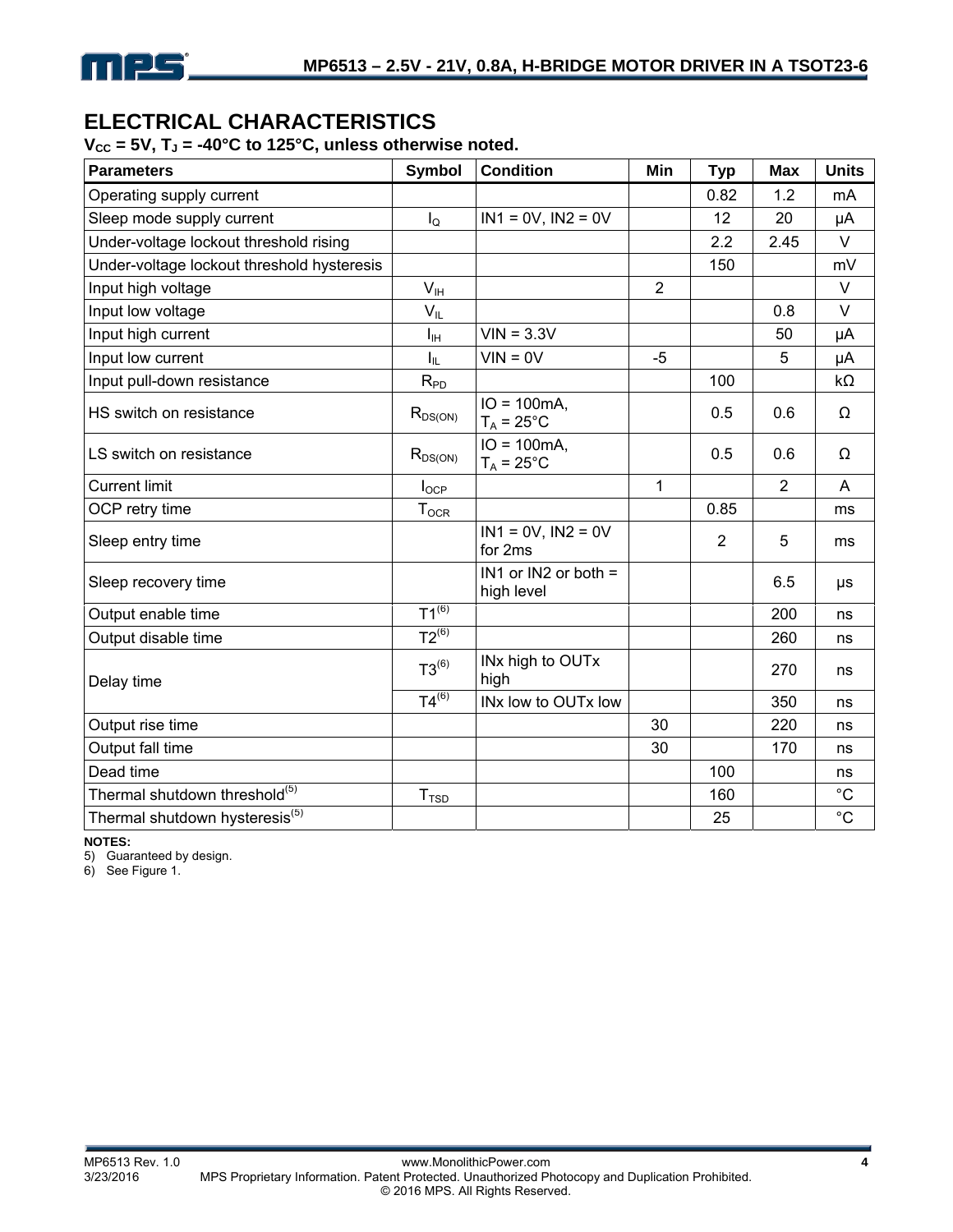## ELECTRICAL CHARACTERISTICS

**$V_{CC}$ = 5V, $T_J$ = -40°C to 125°C, unless otherwise noted.**

| Parameters | Symbol | Condition | Min | Typ | Max | Units |
|---|---|---|---|---|---|---|
| Operating supply current | | | | 0.82 | 1.2 | mA |
| Sleep mode supply current | $I_Q$ | IN1 = 0V, IN2 = 0V | | 12 | 20 | μA |
| Under-voltage lockout threshold rising | | | | 2.2 | 2.45 | V |
| Under-voltage lockout threshold hysteresis | | | | 150 | | mV |
| Input high voltage | $V_{IH}$ | | 2 | | | V |
| Input low voltage | $V_{IL}$ | | | | 0.8 | V |
| Input high current | $I_{IH}$ | VIN = 3.3V | | | 50 | μA |
| Input low current | $I_{IL}$ | VIN = 0V | -5 | | 5 | μA |
| Input pull-down resistance | $R_{PD}$ | | | 100 | | kΩ |
| HS switch on resistance | $R_{DS(ON)}$ | IO = 100mA, $T_A$ = 25°C | | 0.5 | 0.6 | Ω |
| LS switch on resistance | $R_{DS(ON)}$ | IO = 100mA, $T_A$ = 25°C | | 0.5 | 0.6 | Ω |
| Current limit | $I_{OCP}$ | | 1 | | 2 | A |
| OCP retry time | $T_{OCR}$ | | | 0.85 | | ms |
| Sleep entry time | | IN1 = 0V, IN2 = 0V for 2ms | | 2 | 5 | ms |
| Sleep recovery time | | IN1 or IN2 or both = high level | | | 6.5 | μs |
| Output enable time | T1[6] | | | | 200 | ns |
| Output disable time | T2[6] | | | | 260 | ns |
| Delay time | T3[6] | INx high to OUTx high | | | 270 | ns |
| | T4[6] | INx low to OUTx low | | | 350 | ns |
| Output rise time | | | 30 | | 220 | ns |
| Output fall time | | | 30 | | 170 | ns |
| Dead time | | | | 100 | | ns |
| Thermal shutdown threshold[5] | $T_{TSD}$ | | | 160 | | °C |
| Thermal shutdown hysteresis[5] | | | | 25 | | °C |

**NOTES:**

5) Guaranteed by design.

6) See Figure 1.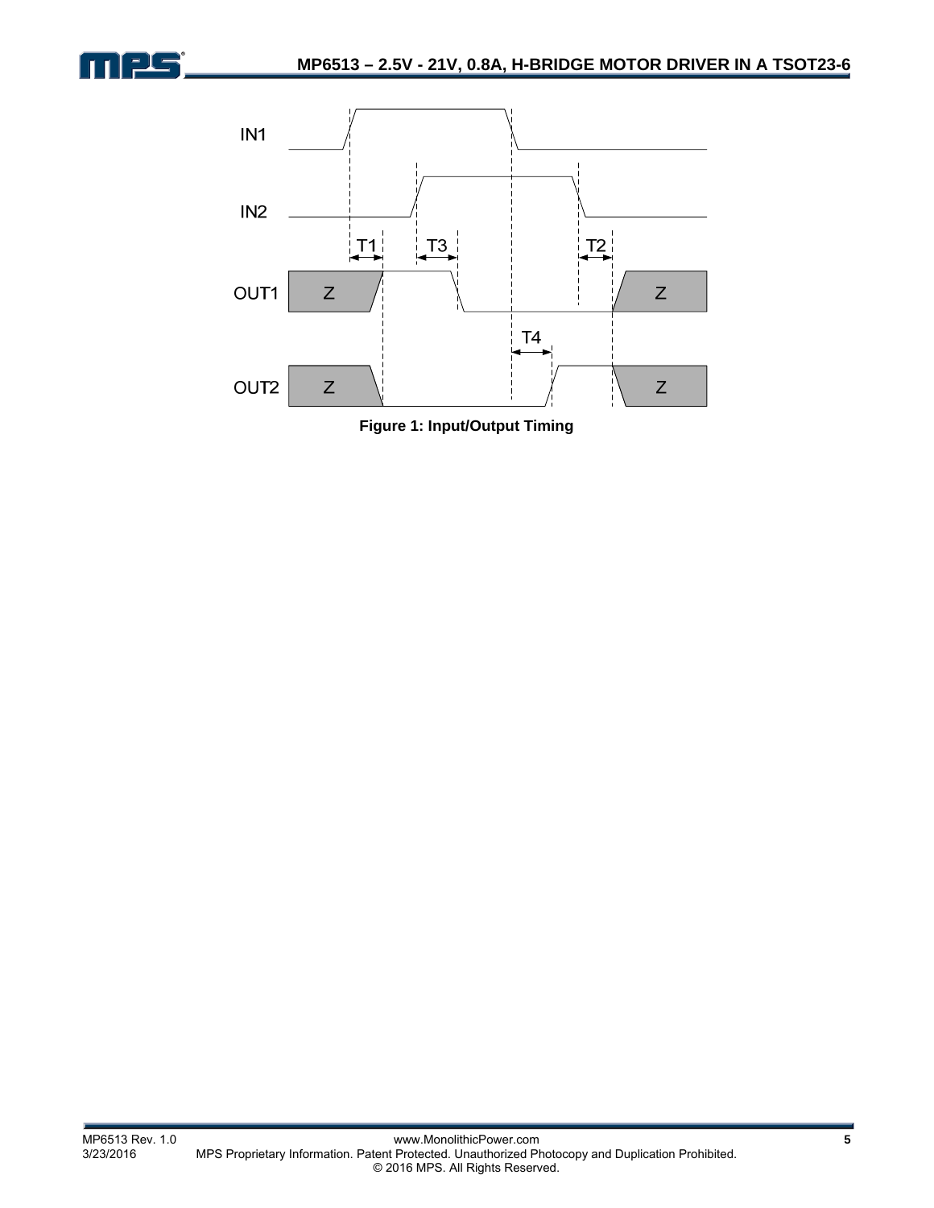Figure 1: Input/Output Timing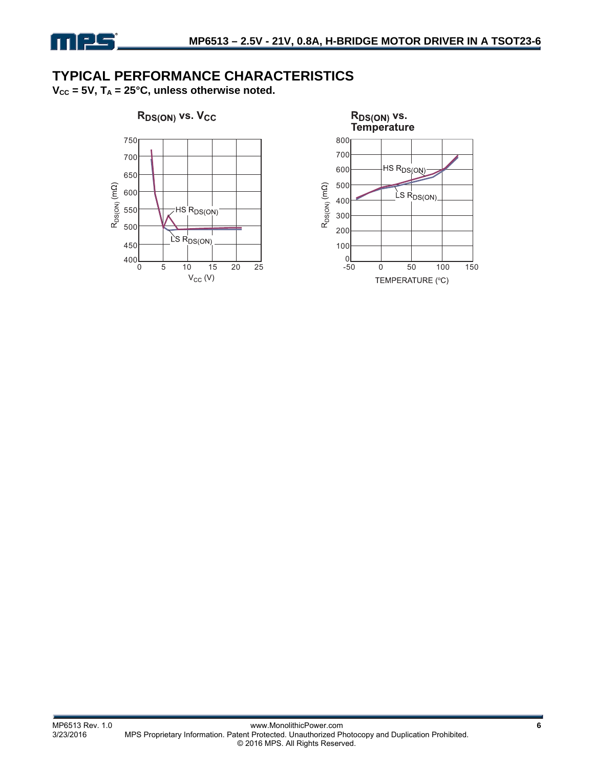## TYPICAL PERFORMANCE CHARACTERISTICS

$V_{CC}$ = 5V, $T_A$ = 25°C, unless otherwise noted.

**$R_{DS(ON)}$ vs. $V_{CC}$**

**$R_{DS(ON)}$ vs. Temperature**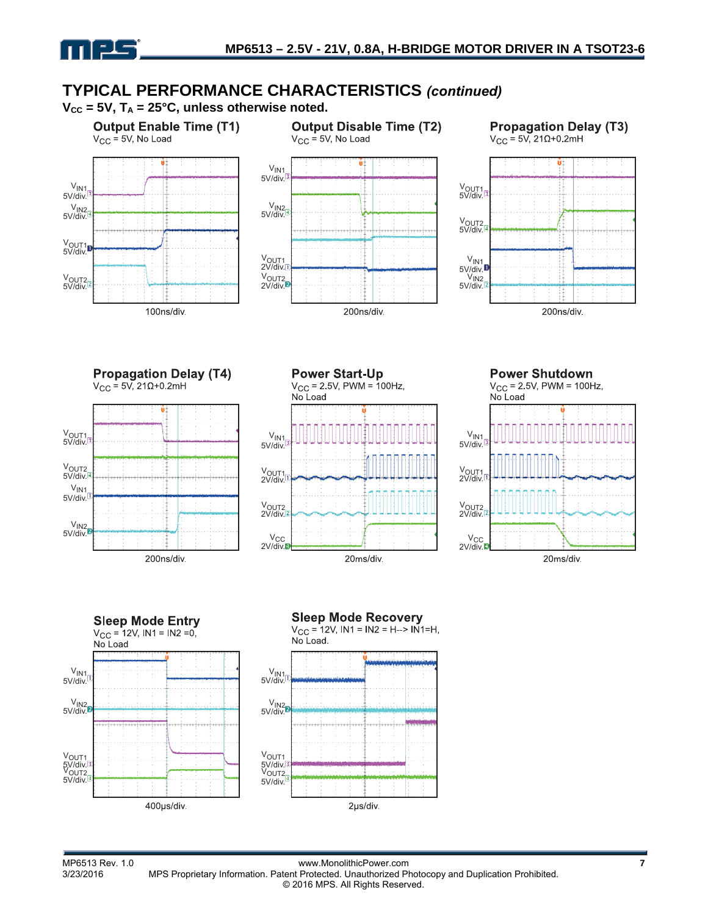## TYPICAL PERFORMANCE CHARACTERISTICS *(continued)*

**$V_{CC}$ = 5V, $T_A$ = 25°C, unless otherwise noted.**

**Output Enable Time (T1)**
$V_{CC}$ = 5V, No Load

$V_{IN1}$ 5V/div.
$V_{IN2}$ 5V/div.
$V_{OUT1}$ 5V/div.
$V_{OUT2}$ 5V/div.

100ns/div.

**Output Disable Time (T2)**
$V_{CC}$ = 5V, No Load

$V_{IN1}$ 5V/div.
$V_{IN2}$ 5V/div.
$V_{OUT1}$ 2V/div.
$V_{OUT2}$ 2V/div.

200ns/div.

**Propagation Delay (T3)**
$V_{CC}$ = 5V, 21Ω+0.2mH

$V_{OUT1}$ 5V/div.
$V_{OUT2}$ 5V/div.
$V_{IN1}$ 5V/div.
$V_{IN2}$ 5V/div.

200ns/div.

**Propagation Delay (T4)**
$V_{CC}$ = 5V, 21Ω+0.2mH

$V_{OUT1}$ 5V/div.
$V_{OUT2}$ 5V/div.
$V_{IN1}$ 5V/div.
$V_{IN2}$ 5V/div.

200ns/div.

**Power Start-Up**
$V_{CC}$ = 2.5V, PWM = 100Hz, No Load

$V_{IN1}$ 5V/div.
$V_{OUT1}$ 2V/div.
$V_{OUT2}$ 2V/div.
$V_{CC}$ 2V/div.

20ms/div.

**Power Shutdown**
$V_{CC}$ = 2.5V, PWM = 100Hz, No Load

$V_{IN1}$ 5V/div.
$V_{OUT1}$ 2V/div.
$V_{OUT2}$ 2V/div.
$V_{CC}$ 2V/div.

20ms/div.

**Sleep Mode Entry**
$V_{CC}$ = 12V, IN1 = IN2 =0, No Load

$V_{IN1}$ 5V/div.
$V_{IN2}$ 5V/div.
$V_{OUT1}$ 5V/div.
$V_{OUT2}$ 5V/div.

400μs/div.

**Sleep Mode Recovery**
$V_{CC}$ = 12V, IN1 = IN2 = H--> IN1=H, No Load.

$V_{IN1}$ 5V/div.
$V_{IN2}$ 5V/div.
$V_{OUT1}$ 5V/div.
$V_{OUT2}$ 5V/div.

2μs/div.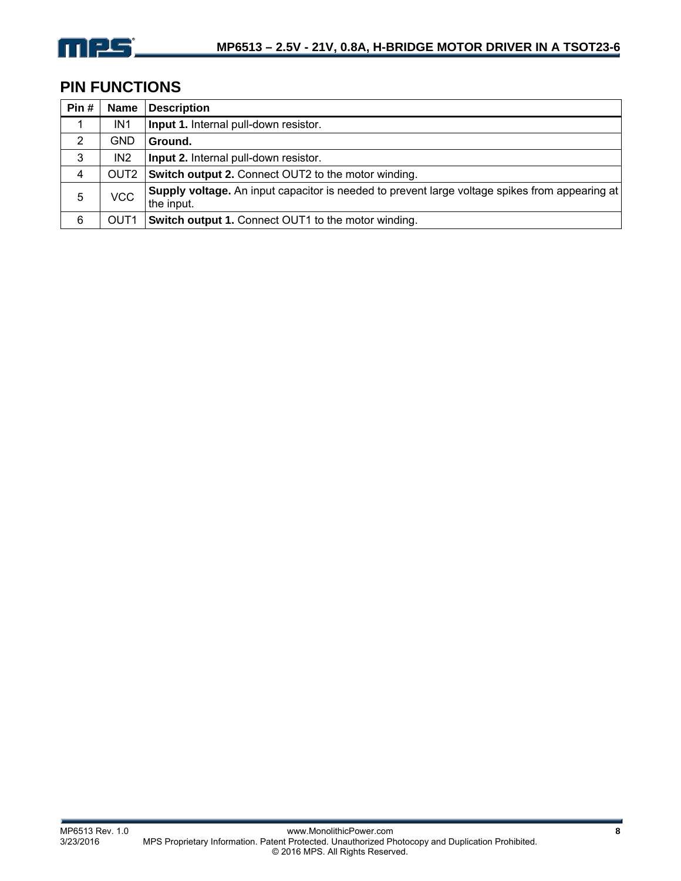## PIN FUNCTIONS

| Pin # | Name | Description |
|---|---|---|
| 1 | IN1 | **Input 1.** Internal pull-down resistor. |
| 2 | GND | **Ground.** |
| 3 | IN2 | **Input 2.** Internal pull-down resistor. |
| 4 | OUT2 | **Switch output 2.** Connect OUT2 to the motor winding. |
| 5 | VCC | **Supply voltage.** An input capacitor is needed to prevent large voltage spikes from appearing at the input. |
| 6 | OUT1 | **Switch output 1.** Connect OUT1 to the motor winding. |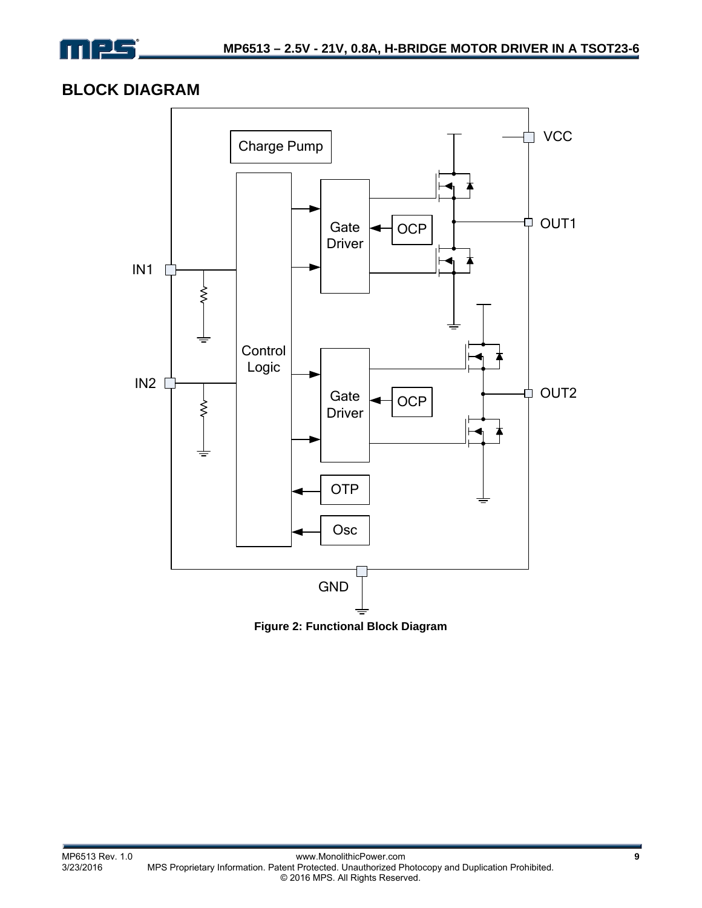## BLOCK DIAGRAM

Charge Pump

VCC

Control Logic

Gate Driver

OCP

OUT1

IN1

IN2

Gate Driver

OCP

OUT2

OTP

Osc

GND

**Figure 2: Functional Block Diagram**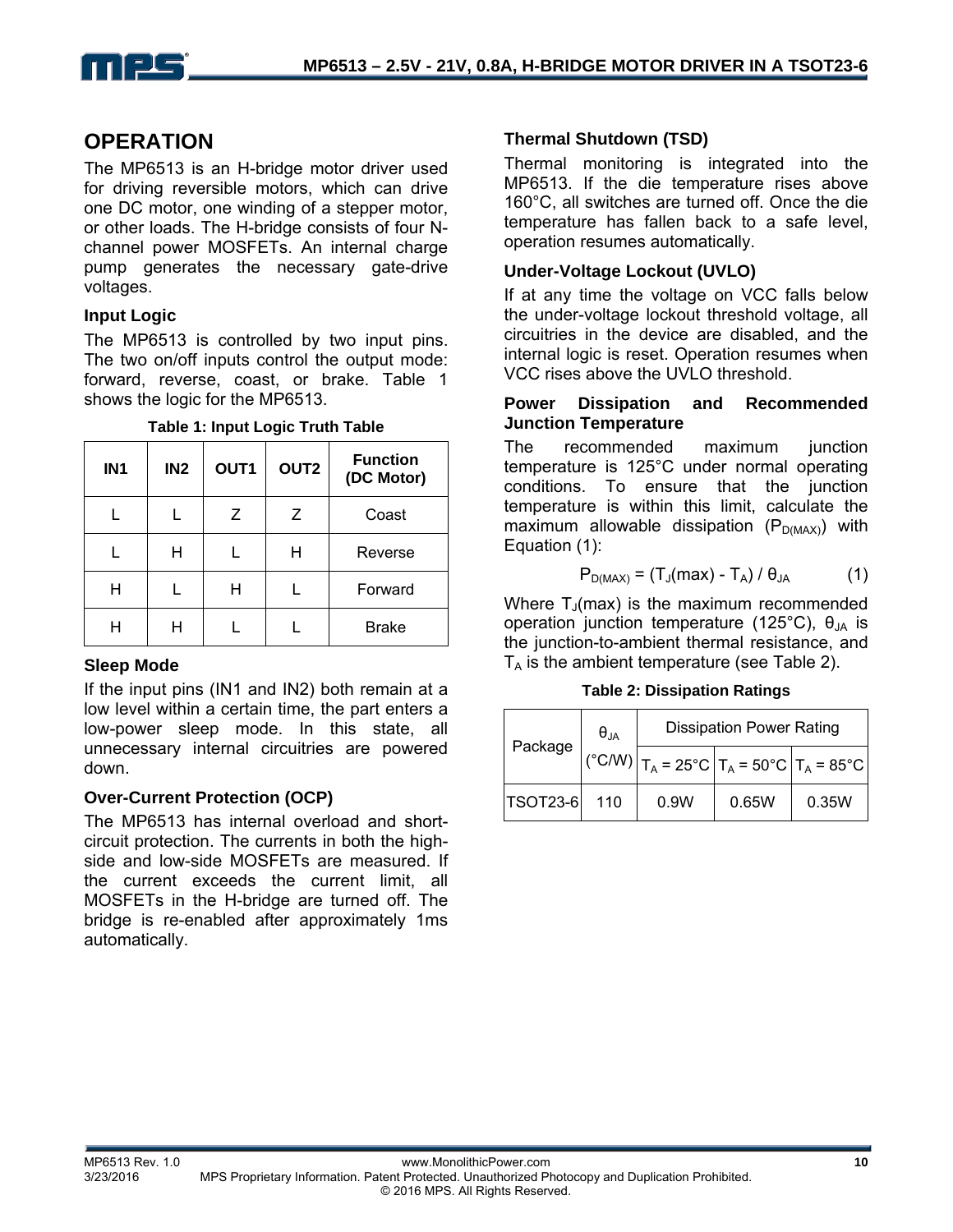## OPERATION

The MP6513 is an H-bridge motor driver used for driving reversible motors, which can drive one DC motor, one winding of a stepper motor, or other loads. The H-bridge consists of four N-channel power MOSFETs. An internal charge pump generates the necessary gate-drive voltages.

### Input Logic

The MP6513 is controlled by two input pins. The two on/off inputs control the output mode: forward, reverse, coast, or brake. Table 1 shows the logic for the MP6513.

**Table 1: Input Logic Truth Table**

| IN1 | IN2 | OUT1 | OUT2 | Function (DC Motor) |
|---|---|---|---|---|
| L | L | Z | Z | Coast |
| L | H | L | H | Reverse |
| H | L | H | L | Forward |
| H | H | L | L | Brake |

### Sleep Mode

If the input pins (IN1 and IN2) both remain at a low level within a certain time, the part enters a low-power sleep mode. In this state, all unnecessary internal circuitries are powered down.

### Over-Current Protection (OCP)

The MP6513 has internal overload and short-circuit protection. The currents in both the high-side and low-side MOSFETs are measured. If the current exceeds the current limit, all MOSFETs in the H-bridge are turned off. The bridge is re-enabled after approximately 1ms automatically.

### Thermal Shutdown (TSD)

Thermal monitoring is integrated into the MP6513. If the die temperature rises above 160°C, all switches are turned off. Once the die temperature has fallen back to a safe level, operation resumes automatically.

### Under-Voltage Lockout (UVLO)

If at any time the voltage on VCC falls below the under-voltage lockout threshold voltage, all circuitries in the device are disabled, and the internal logic is reset. Operation resumes when VCC rises above the UVLO threshold.

### Power Dissipation and Recommended Junction Temperature

The recommended maximum junction temperature is 125°C under normal operating conditions. To ensure that the junction temperature is within this limit, calculate the maximum allowable dissipation ($P_{D(MAX)}$) with Equation (1):

$$P_{D(MAX)} = (T_J(max) - T_A) / \theta_{JA} \quad (1)$$

Where $T_J$(max) is the maximum recommended operation junction temperature (125°C), $\theta_{JA}$ is the junction-to-ambient thermal resistance, and $T_A$ is the ambient temperature (see Table 2).

**Table 2: Dissipation Ratings**

| Package | $\theta_{JA}$ (°C/W) | Dissipation Power Rating | | |
|---|---|---|---|---|
| | | $T_A$ = 25°C | $T_A$ = 50°C | $T_A$ = 85°C |
| TSOT23-6 | 110 | 0.9W | 0.65W | 0.35W |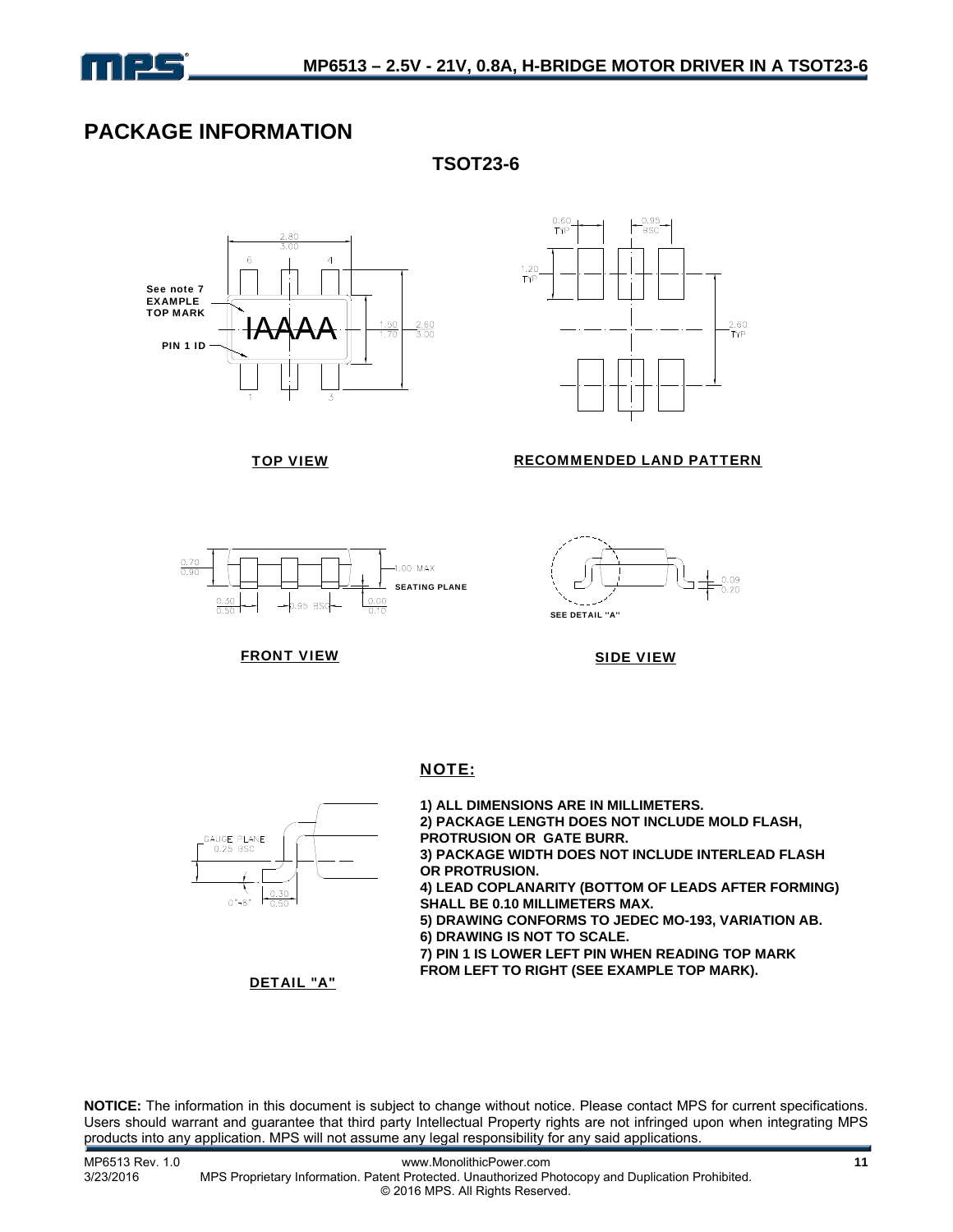# PACKAGE INFORMATION

**TSOT23-6**

2.80
3.00

6
4

See note 7
EXAMPLE
TOP MARK

IAAAA

PIN 1 ID

1.50
1.70

2.60
3.00

1
3

**TOP VIEW**

0.60
TYP

0.95
BSC

1.20
TYP

2.60
TYP

**RECOMMENDED LAND PATTERN**

0.70
0.90

1.00 MAX

SEATING PLANE

0.30
0.50

0.95 BSC

0.00
0.10

**FRONT VIEW**

0.09
0.20

SEE DETAIL "A"

**SIDE VIEW**

GAUGE PLANE
0.25 BSC

0°-8°

0.30
0.50

**DETAIL "A"**

**NOTE:**

**1) ALL DIMENSIONS ARE IN MILLIMETERS.**
**2) PACKAGE LENGTH DOES NOT INCLUDE MOLD FLASH, PROTRUSION OR GATE BURR.**
**3) PACKAGE WIDTH DOES NOT INCLUDE INTERLEAD FLASH OR PROTRUSION.**
**4) LEAD COPLANARITY (BOTTOM OF LEADS AFTER FORMING) SHALL BE 0.10 MILLIMETERS MAX.**
**5) DRAWING CONFORMS TO JEDEC MO-193, VARIATION AB.**
**6) DRAWING IS NOT TO SCALE.**
**7) PIN 1 IS LOWER LEFT PIN WHEN READING TOP MARK FROM LEFT TO RIGHT (SEE EXAMPLE TOP MARK).**

**NOTICE:** The information in this document is subject to change without notice. Please contact MPS for current specifications. Users should warrant and guarantee that third party Intellectual Property rights are not infringed upon when integrating MPS products into any application. MPS will not assume any legal responsibility for any said applications.